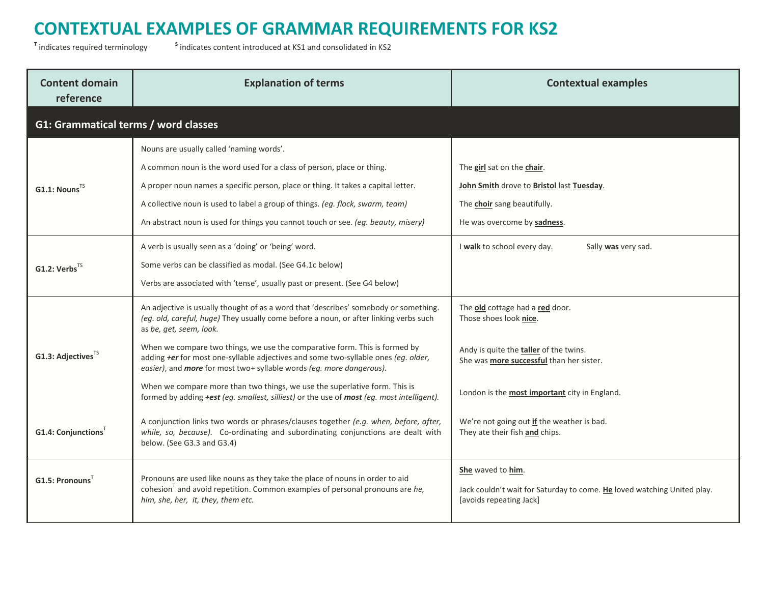# CONTEXTUAL EXAMPLES OF GRAMMAR REQUIREMENTS FOR KS2

[T] indicates required terminology [S] indicates content introduced at KS1 and consolidated in KS2

| Content domain reference | Explanation of terms | Contextual examples |
|---|---|---|
| **G1: Grammatical terms / word classes** | | |
| **G1.1: Nouns**[TS] | Nouns are usually called 'naming words'.<br>A common noun is the word used for a class of person, place or thing.<br>A proper noun names a specific person, place or thing. It takes a capital letter.<br>A collective noun is used to label a group of things. *(eg. flock, swarm, team)*<br>An abstract noun is used for things you cannot touch or see. *(eg. beauty, misery)* | The **girl** sat on the **chair**.<br>**John Smith** drove to **Bristol** last **Tuesday**.<br>The **choir** sang beautifully.<br>He was overcome by **sadness**. |
| **G1.2: Verbs**[TS] | A verb is usually seen as a 'doing' or 'being' word.<br>Some verbs can be classified as modal. (See G4.1c below)<br>Verbs are associated with 'tense', usually past or present. (See G4 below) | I **walk** to school every day. Sally **was** very sad. |
| **G1.3: Adjectives**[TS] | An adjective is usually thought of as a word that 'describes' somebody or something. *(eg. old, careful, huge)* They usually come before a noun, or after linking verbs such as *be, get, seem, look.*<br>When we compare two things, we use the comparative form. This is formed by adding ***+er*** for most one-syllable adjectives and some two-syllable ones *(eg. older, easier)*, and ***more*** for most two+ syllable words *(eg. more dangerous).*<br>When we compare more than two things, we use the superlative form. This is formed by adding ***+est*** *(eg. smallest, silliest)* or the use of ***most*** *(eg. most intelligent).* | The **old** cottage had a **red** door.<br>Those shoes look **nice**.<br>Andy is quite the **taller** of the twins.<br>She was **more successful** than her sister.<br>London is the **most important** city in England. |
| **G1.4: Conjunctions**[T] | A conjunction links two words or phrases/clauses together *(e.g. when, before, after, while, so, because).* Co-ordinating and subordinating conjunctions are dealt with below. (See G3.3 and G3.4) | We're not going out **if** the weather is bad.<br>They ate their fish **and** chips. |
| **G1.5: Pronouns**[T] | Pronouns are used like nouns as they take the place of nouns in order to aid cohesion[T] and avoid repetition. Common examples of personal pronouns are *he, him, she, her, it, they, them etc.* | **She** waved to **him**.<br>Jack couldn't wait for Saturday to come. **He** loved watching United play. [avoids repeating Jack] |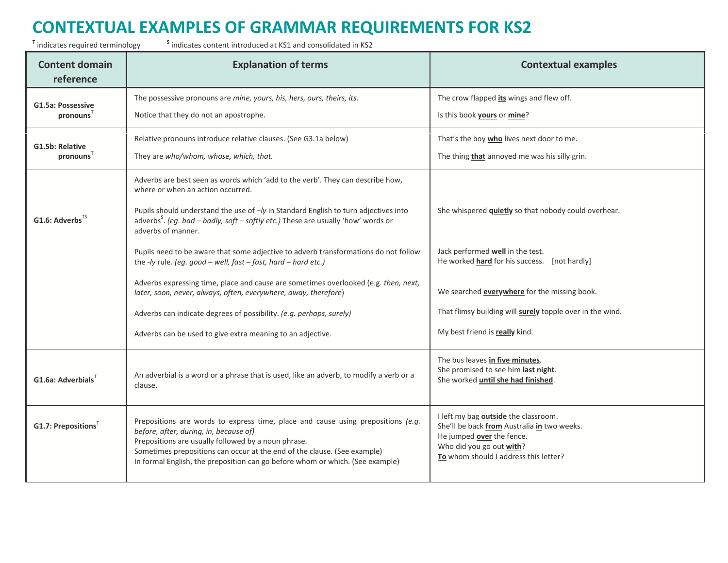# CONTEXTUAL EXAMPLES OF GRAMMAR REQUIREMENTS FOR KS2

[T] indicates required terminology [S] indicates content introduced at KS1 and consolidated in KS2

| Content domain reference | Explanation of terms | Contextual examples |
|---|---|---|
| **G1.5a: Possessive pronouns**[T] | The possessive pronouns are *mine, yours, his, hers, ours, theirs, its.*<br><br>Notice that they do not an apostrophe. | The crow flapped **its** wings and flew off.<br><br>Is this book **yours** or **mine**? |
| **G1.5b: Relative pronouns**[T] | Relative pronouns introduce relative clauses. (See G3.1a below)<br><br>They are *who/whom, whose, which, that.* | That's the boy **who** lives next door to me.<br><br>The thing **that** annoyed me was his silly grin. |
| **G1.6: Adverbs**[TS] | Adverbs are best seen as words which 'add to the verb'. They can describe how, where or when an action occurred.<br><br>Pupils should understand the use of *–ly* in Standard English to turn adjectives into adverbs[S]. *(eg. bad – badly, soft – softly etc.)* These are usually 'how' words or adverbs of manner.<br><br>Pupils need to be aware that some adjective to adverb transformations do not follow the *-ly* rule. *(eg. good – well, fast – fast, hard – hard etc.)*<br><br>Adverbs expressing time, place and cause are sometimes overlooked (e.g. *then, next, later, soon, never, always, often, everywhere, away, therefore*)<br><br>Adverbs can indicate degrees of possibility. *(e.g. perhaps, surely)*<br><br>Adverbs can be used to give extra meaning to an adjective. | She whispered **quietly** so that nobody could overhear.<br><br>Jack performed **well** in the test.<br>He worked **hard** for his success. [not hardly]<br><br>We searched **everywhere** for the missing book.<br><br>That flimsy building will **surely** topple over in the wind.<br><br>My best friend is **really** kind. |
| **G1.6a: Adverbials**[T] | An adverbial is a word or a phrase that is used, like an adverb, to modify a verb or a clause. | The bus leaves **in five minutes**.<br>She promised to see him **last night**.<br>She worked **until she had finished**. |
| **G1.7: Prepositions**[T] | Prepositions are words to express time, place and cause using prepositions *(e.g. before, after, during, in, because of)*<br>Prepositions are usually followed by a noun phrase.<br>Sometimes prepositions can occur at the end of the clause. (See example)<br>In formal English, the preposition can go before whom or which. (See example) | I left my bag **outside** the classroom.<br>She'll be back **from** Australia **in** two weeks.<br>He jumped **over** the fence.<br>Who did you go out **with**?<br>**To** whom should I address this letter? |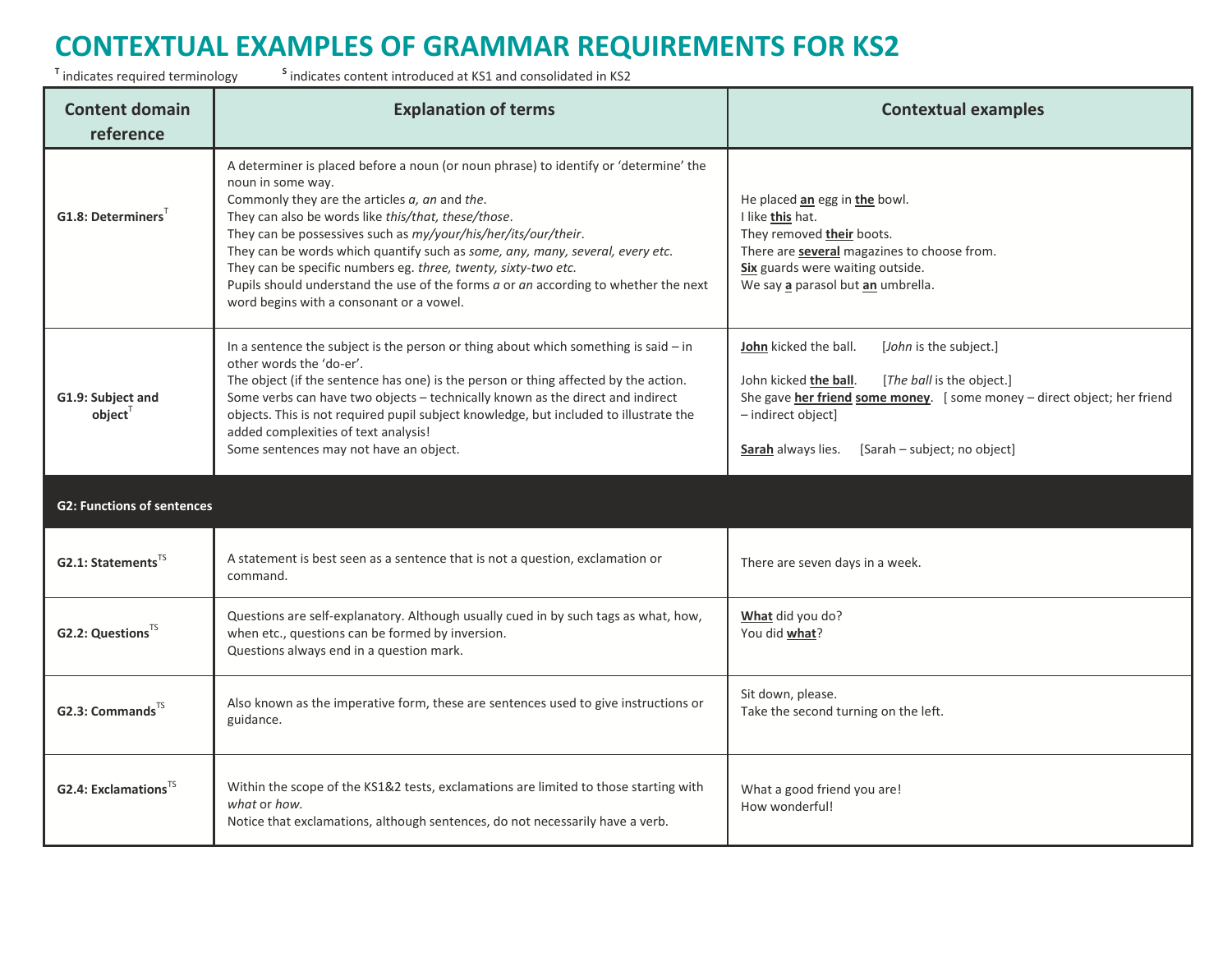# CONTEXTUAL EXAMPLES OF GRAMMAR REQUIREMENTS FOR KS2

**T** indicates required terminology **S** indicates content introduced at KS1 and consolidated in KS2

| Content domain reference | Explanation of terms | Contextual examples |
|---|---|---|
| **G1.8: Determiners**[T] | A determiner is placed before a noun (or noun phrase) to identify or 'determine' the noun in some way.<br>Commonly they are the articles *a, an* and *the*.<br>They can also be words like *this/that, these/those*.<br>They can be possessives such as *my/your/his/her/its/our/their*.<br>They can be words which quantify such as *some, any, many, several, every etc.*<br>They can be specific numbers eg. *three, twenty, sixty-two etc.*<br>Pupils should understand the use of the forms *a* or *an* according to whether the next word begins with a consonant or a vowel. | He placed **an** egg in **the** bowl.<br>I like **this** hat.<br>They removed **their** boots.<br>There are **several** magazines to choose from.<br>**Six** guards were waiting outside.<br>We say **a** parasol but **an** umbrella. |
| **G1.9: Subject and object**[T] | In a sentence the subject is the person or thing about which something is said – in other words the 'do-er'.<br>The object (if the sentence has one) is the person or thing affected by the action.<br>Some verbs can have two objects – technically known as the direct and indirect objects. This is not required pupil subject knowledge, but included to illustrate the added complexities of text analysis!<br>Some sentences may not have an object. | **John** kicked the ball. [*John* is the subject.]<br><br>John kicked **the ball**. [*The ball* is the object.]<br>She gave **her friend** **some money**. [ some money – direct object; her friend – indirect object]<br><br>**Sarah** always lies. [Sarah – subject; no object] |
| **G2: Functions of sentences** | | |
| **G2.1: Statements**[TS] | A statement is best seen as a sentence that is not a question, exclamation or command. | There are seven days in a week. |
| **G2.2: Questions**[TS] | Questions are self-explanatory. Although usually cued in by such tags as what, how, when etc., questions can be formed by inversion.<br>Questions always end in a question mark. | **What** did you do?<br>You did **what**? |
| **G2.3: Commands**[TS] | Also known as the imperative form, these are sentences used to give instructions or guidance. | Sit down, please.<br>Take the second turning on the left. |
| **G2.4: Exclamations**[TS] | Within the scope of the KS1&2 tests, exclamations are limited to those starting with *what* or *how.*<br>Notice that exclamations, although sentences, do not necessarily have a verb. | What a good friend you are!<br>How wonderful! |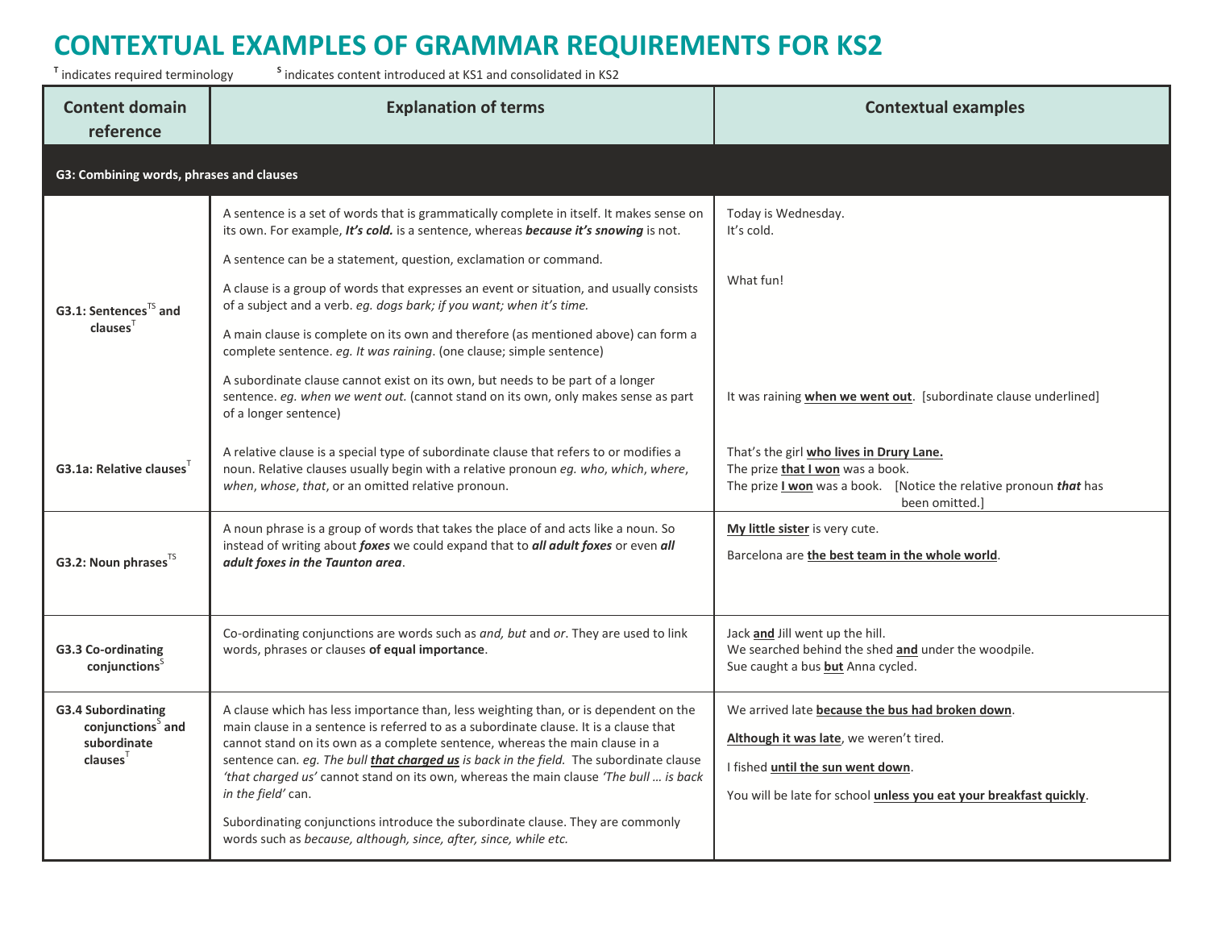# CONTEXTUAL EXAMPLES OF GRAMMAR REQUIREMENTS FOR KS2

**T** indicates required terminology **S** indicates content introduced at KS1 and consolidated in KS2

| Content domain reference | Explanation of terms | Contextual examples |
|---|---|---|
| **G3: Combining words, phrases and clauses** | | |
| **G3.1: Sentences[TS] and clauses[T]** | A sentence is a set of words that is grammatically complete in itself. It makes sense on its own. For example, ***It's cold.*** is a sentence, whereas ***because it's snowing*** is not.<br><br>A sentence can be a statement, question, exclamation or command.<br><br>A clause is a group of words that expresses an event or situation, and usually consists of a subject and a verb. *eg. dogs bark; if you want; when it's time.*<br><br>A main clause is complete on its own and therefore (as mentioned above) can form a complete sentence. *eg. It was raining*. (one clause; simple sentence)<br><br>A subordinate clause cannot exist on its own, but needs to be part of a longer sentence. *eg. when we went out.* (cannot stand on its own, only makes sense as part of a longer sentence) | Today is Wednesday.<br>It's cold.<br><br>What fun!<br><br>It was raining **<u>when we went out</u>**. [subordinate clause underlined] |
| **G3.1a: Relative clauses[T]** | A relative clause is a special type of subordinate clause that refers to or modifies a noun. Relative clauses usually begin with a relative pronoun *eg. who*, *which*, *where*, *when*, *whose*, *that*, or an omitted relative pronoun. | That's the girl **<u>who lives in Drury Lane.</u>**<br>The prize **<u>that I won</u>** was a book.<br>The prize **<u>I won</u>** was a book. [Notice the relative pronoun ***that*** has been omitted.] |
| **G3.2: Noun phrases[TS]** | A noun phrase is a group of words that takes the place of and acts like a noun. So instead of writing about ***foxes*** we could expand that to ***all adult foxes*** or even ***all adult foxes in the Taunton area***. | **<u>My little sister</u>** is very cute.<br><br>Barcelona are **<u>the best team in the whole world</u>**. |
| **G3.3 Co-ordinating conjunctions[S]** | Co-ordinating conjunctions are words such as *and, but* and *or*. They are used to link words, phrases or clauses **of equal importance**. | Jack **<u>and</u>** Jill went up the hill.<br>We searched behind the shed **<u>and</u>** under the woodpile.<br>Sue caught a bus **<u>but</u>** Anna cycled. |
| **G3.4 Subordinating conjunctions[S] and subordinate clauses[T]** | A clause which has less importance than, less weighting than, or is dependent on the main clause in a sentence is referred to as a subordinate clause. It is a clause that cannot stand on its own as a complete sentence, whereas the main clause in a sentence can. *eg. The bull **<u>that charged us</u>** is back in the field.* The subordinate clause *'that charged us'* cannot stand on its own, whereas the main clause *'The bull … is back in the field'* can.<br><br>Subordinating conjunctions introduce the subordinate clause. They are commonly words such as *because, although, since, after, since, while etc.* | We arrived late **<u>because the bus had broken down</u>**.<br><br>**<u>Although it was late</u>**, we weren't tired.<br><br>I fished **<u>until the sun went down</u>**.<br><br>You will be late for school **<u>unless you eat your breakfast quickly</u>**. |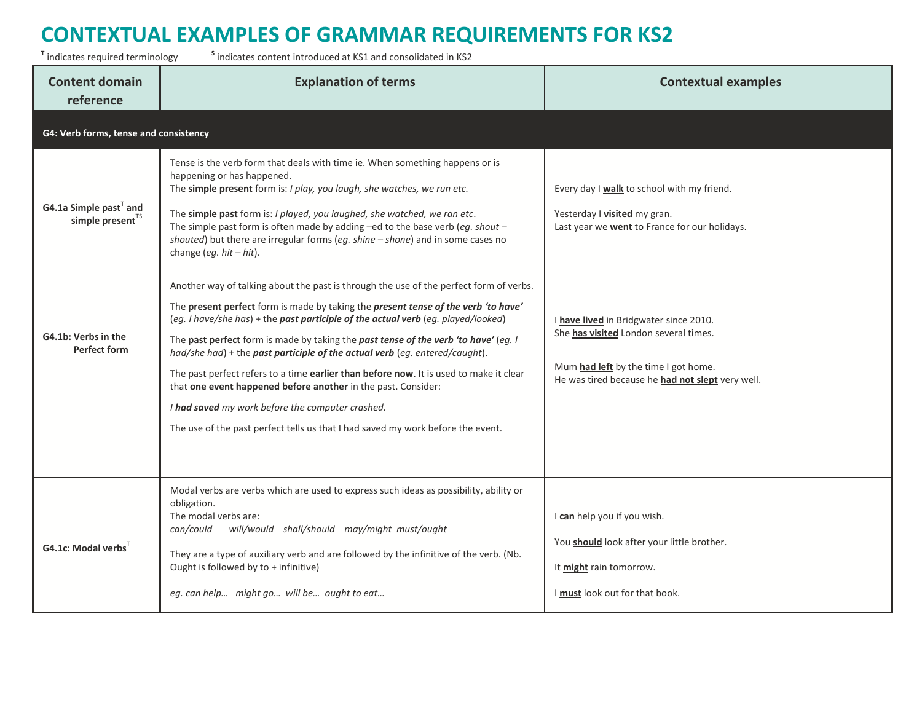# CONTEXTUAL EXAMPLES OF GRAMMAR REQUIREMENTS FOR KS2

T indicates required terminology  S indicates content introduced at KS1 and consolidated in KS2

| Content domain reference | Explanation of terms | Contextual examples |
|---|---|---|
| **G4: Verb forms, tense and consistency** | | |
| **G4.1a Simple past[T] and simple present[TS]** | Tense is the verb form that deals with time ie. When something happens or is happening or has happened.<br>The **simple present** form is: *I play, you laugh, she watches, we run etc.*<br><br>The **simple past** form is: *I played, you laughed, she watched, we ran etc*.<br>The simple past form is often made by adding –ed to the base verb (*eg. shout – shouted*) but there are irregular forms (*eg. shine – shone*) and in some cases no change (*eg. hit – hit*). | Every day I **walk** to school with my friend.<br><br>Yesterday I **visited** my gran.<br>Last year we **went** to France for our holidays. |
| **G4.1b: Verbs in the Perfect form** | Another way of talking about the past is through the use of the perfect form of verbs.<br><br>The **present perfect** form is made by taking the ***present tense of the verb 'to have'*** (*eg. I have/she has*) + the ***past participle of the actual verb*** (*eg. played/looked*)<br><br>The **past perfect** form is made by taking the ***past tense of the verb 'to have'*** (*eg. I had/she had*) + the ***past participle of the actual verb*** (*eg. entered/caught*).<br><br>The past perfect refers to a time **earlier than before now**. It is used to make it clear that **one event happened before another** in the past. Consider:<br><br>*I **had saved** my work before the computer crashed.*<br><br>The use of the past perfect tells us that I had saved my work before the event. | I **have lived** in Bridgwater since 2010.<br>She **has visited** London several times.<br><br>Mum **had left** by the time I got home.<br>He was tired because he **had not slept** very well. |
| **G4.1c: Modal verbs[T]** | Modal verbs are verbs which are used to express such ideas as possibility, ability or obligation.<br>The modal verbs are:<br>*can/could will/would shall/should may/might must/ought*<br><br>They are a type of auxiliary verb and are followed by the infinitive of the verb. (Nb. Ought is followed by to + infinitive)<br><br>*eg. can help… might go… will be… ought to eat…* | I **can** help you if you wish.<br><br>You **should** look after your little brother.<br><br>It **might** rain tomorrow.<br><br>I **must** look out for that book. |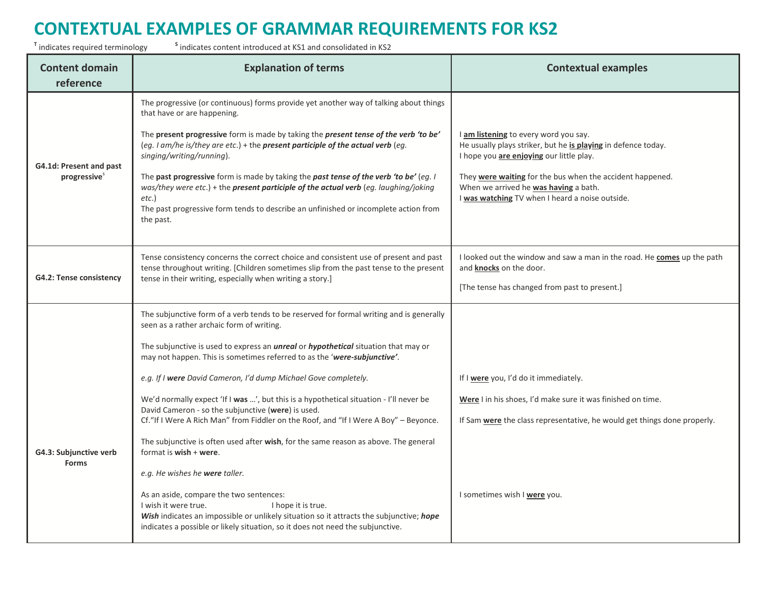# CONTEXTUAL EXAMPLES OF GRAMMAR REQUIREMENTS FOR KS2

[T] indicates required terminology [S] indicates content introduced at KS1 and consolidated in KS2

| Content domain reference | Explanation of terms | Contextual examples |
|---|---|---|
| **G4.1d: Present and past progressive**[S] | The progressive (or continuous) forms provide yet another way of talking about things that have or are happening.<br><br>The **present progressive** form is made by taking the ***present tense of the verb 'to be'*** (*eg. I am/he is/they are etc*.) + the ***present participle of the actual verb*** (*eg. singing/writing/running*).<br><br>The **past progressive** form is made by taking the ***past tense of the verb 'to be'*** (*eg. I was/they were etc*.) + the ***present participle of the actual verb*** (*eg. laughing/joking etc*.)<br>The past progressive form tends to describe an unfinished or incomplete action from the past. | I **am listening** to every word you say.<br>He usually plays striker, but he **is playing** in defence today.<br>I hope you **are enjoying** our little play.<br><br>They **were waiting** for the bus when the accident happened.<br>When we arrived he **was having** a bath.<br>I **was watching** TV when I heard a noise outside. |
| **G4.2: Tense consistency** | Tense consistency concerns the correct choice and consistent use of present and past tense throughout writing. [Children sometimes slip from the past tense to the present tense in their writing, especially when writing a story.] | I looked out the window and saw a man in the road. He **comes** up the path and **knocks** on the door.<br><br>[The tense has changed from past to present.] |
| **G4.3: Subjunctive verb Forms** | The subjunctive form of a verb tends to be reserved for formal writing and is generally seen as a rather archaic form of writing.<br><br>The subjunctive is used to express an ***unreal*** or ***hypothetical*** situation that may or may not happen. This is sometimes referred to as the '***were-subjunctive'***.<br><br>*e.g. If I **were** David Cameron, I'd dump Michael Gove completely.*<br><br>We'd normally expect 'If I **was** …', but this is a hypothetical situation - I'll never be David Cameron - so the subjunctive (**were**) is used.<br>Cf."If I Were A Rich Man" from Fiddler on the Roof, and "If I Were A Boy" – Beyonce.<br><br>The subjunctive is often used after **wish**, for the same reason as above. The general format is **wish** + **were**.<br><br>*e.g. He wishes he **were** taller.*<br><br>As an aside, compare the two sentences:<br>I wish it were true. I hope it is true.<br>***Wish*** indicates an impossible or unlikely situation so it attracts the subjunctive; ***hope*** indicates a possible or likely situation, so it does not need the subjunctive. | If I **were** you, I'd do it immediately.<br><br>**Were** I in his shoes, I'd make sure it was finished on time.<br><br>If Sam **were** the class representative, he would get things done properly.<br><br>I sometimes wish I **were** you. |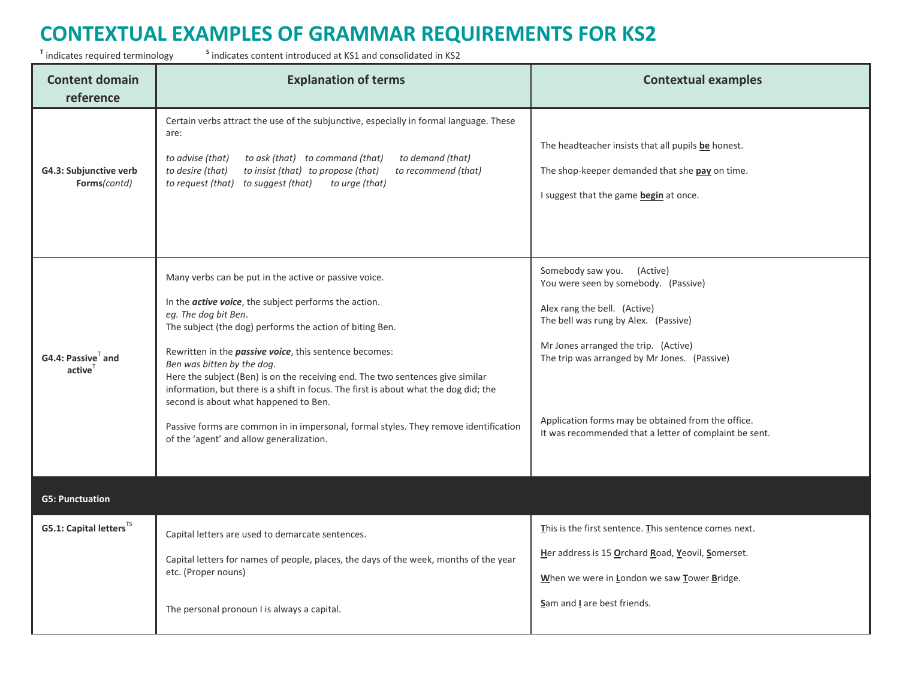# CONTEXTUAL EXAMPLES OF GRAMMAR REQUIREMENTS FOR KS2

[T] indicates required terminology [S] indicates content introduced at KS1 and consolidated in KS2

| Content domain reference | Explanation of terms | Contextual examples |
|---|---|---|
| **G4.3: Subjunctive verb Forms***(contd)* | Certain verbs attract the use of the subjunctive, especially in formal language. These are:<br><br>*to advise (that) to ask (that) to command (that) to demand (that) to desire (that) to insist (that) to propose (that) to recommend (that) to request (that) to suggest (that) to urge (that)* | The headteacher insists that all pupils **be** honest.<br><br>The shop-keeper demanded that she **pay** on time.<br><br>I suggest that the game **begin** at once. |
| **G4.4: Passive[T] and active[T]** | Many verbs can be put in the active or passive voice.<br><br>In the ***active voice***, the subject performs the action.<br>*eg. The dog bit Ben*.<br>The subject (the dog) performs the action of biting Ben.<br><br>Rewritten in the ***passive voice***, this sentence becomes:<br>*Ben was bitten by the dog.*<br>Here the subject (Ben) is on the receiving end. The two sentences give similar information, but there is a shift in focus. The first is about what the dog did; the second is about what happened to Ben.<br><br>Passive forms are common in in impersonal, formal styles. They remove identification of the 'agent' and allow generalization. | Somebody saw you. (Active)<br>You were seen by somebody. (Passive)<br><br>Alex rang the bell. (Active)<br>The bell was rung by Alex. (Passive)<br><br>Mr Jones arranged the trip. (Active)<br>The trip was arranged by Mr Jones. (Passive)<br><br>Application forms may be obtained from the office.<br>It was recommended that a letter of complaint be sent. |
| **G5: Punctuation** | | |
| **G5.1: Capital letters[TS]** | Capital letters are used to demarcate sentences.<br><br>Capital letters for names of people, places, the days of the week, months of the year etc. (Proper nouns)<br><br>The personal pronoun I is always a capital. | **T**his is the first sentence. **T**his sentence comes next.<br><br>**H**er address is 15 **O**rchard **R**oad, **Y**eovil, **S**omerset.<br><br>**W**hen we were in **L**ondon we saw **T**ower **B**ridge.<br><br>**S**am and **I** are best friends. |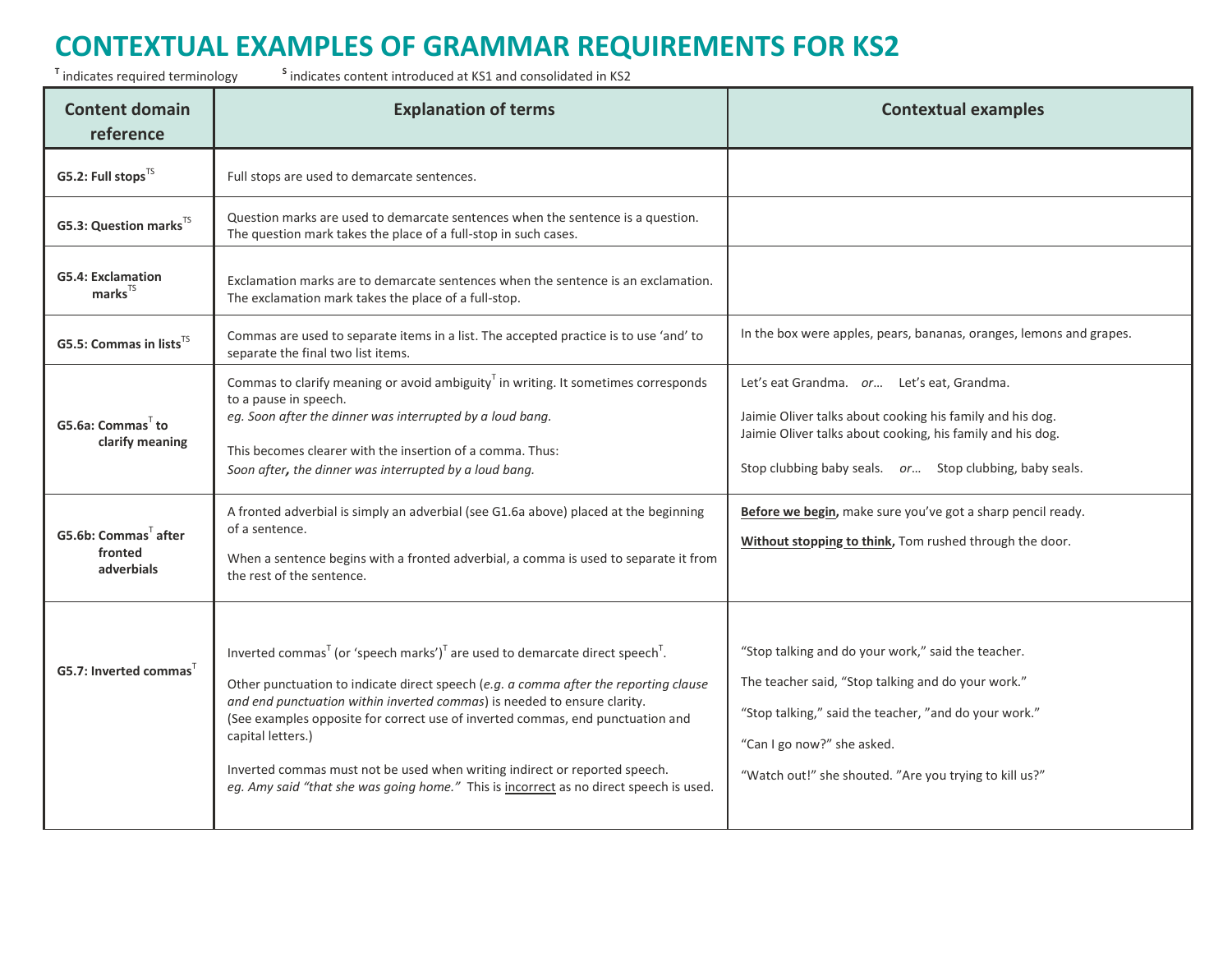# CONTEXTUAL EXAMPLES OF GRAMMAR REQUIREMENTS FOR KS2

T indicates required terminology     S indicates content introduced at KS1 and consolidated in KS2

| Content domain reference | Explanation of terms | Contextual examples |
|---|---|---|
| **G5.2: Full stops**TS | Full stops are used to demarcate sentences. | |
| **G5.3: Question marks**TS | Question marks are used to demarcate sentences when the sentence is a question. The question mark takes the place of a full-stop in such cases. | |
| **G5.4: Exclamation marks**TS | Exclamation marks are to demarcate sentences when the sentence is an exclamation. The exclamation mark takes the place of a full-stop. | |
| **G5.5: Commas in lists**TS | Commas are used to separate items in a list. The accepted practice is to use 'and' to separate the final two list items. | In the box were apples, pears, bananas, oranges, lemons and grapes. |
| **G5.6a: Commas**T **to clarify meaning** | Commas to clarify meaning or avoid ambiguity T in writing. It sometimes corresponds to a pause in speech.<br>*eg. Soon after the dinner was interrupted by a loud bang.*<br><br>This becomes clearer with the insertion of a comma. Thus:<br>*Soon after**,** the dinner was interrupted by a loud bang.* | Let's eat Grandma. *or…* Let's eat, Grandma.<br><br>Jaimie Oliver talks about cooking his family and his dog.<br>Jaimie Oliver talks about cooking, his family and his dog.<br><br>Stop clubbing baby seals. *or…* Stop clubbing, baby seals. |
| **G5.6b: Commas**T **after fronted adverbials** | A fronted adverbial is simply an adverbial (see G1.6a above) placed at the beginning of a sentence.<br><br>When a sentence begins with a fronted adverbial, a comma is used to separate it from the rest of the sentence. | **Before we begin,** make sure you've got a sharp pencil ready.<br><br>**Without stopping to think,** Tom rushed through the door. |
| **G5.7: Inverted commas**T | Inverted commas T (or 'speech marks') T are used to demarcate direct speech T.<br><br>Other punctuation to indicate direct speech (*e.g. a comma after the reporting clause and end punctuation within inverted commas*) is needed to ensure clarity. (See examples opposite for correct use of inverted commas, end punctuation and capital letters.)<br><br>Inverted commas must not be used when writing indirect or reported speech.<br>*eg. Amy said "that she was going home."* This is incorrect as no direct speech is used. | "Stop talking and do your work," said the teacher.<br><br>The teacher said, "Stop talking and do your work."<br><br>"Stop talking," said the teacher, "and do your work."<br><br>"Can I go now?" she asked.<br><br>"Watch out!" she shouted. "Are you trying to kill us?" |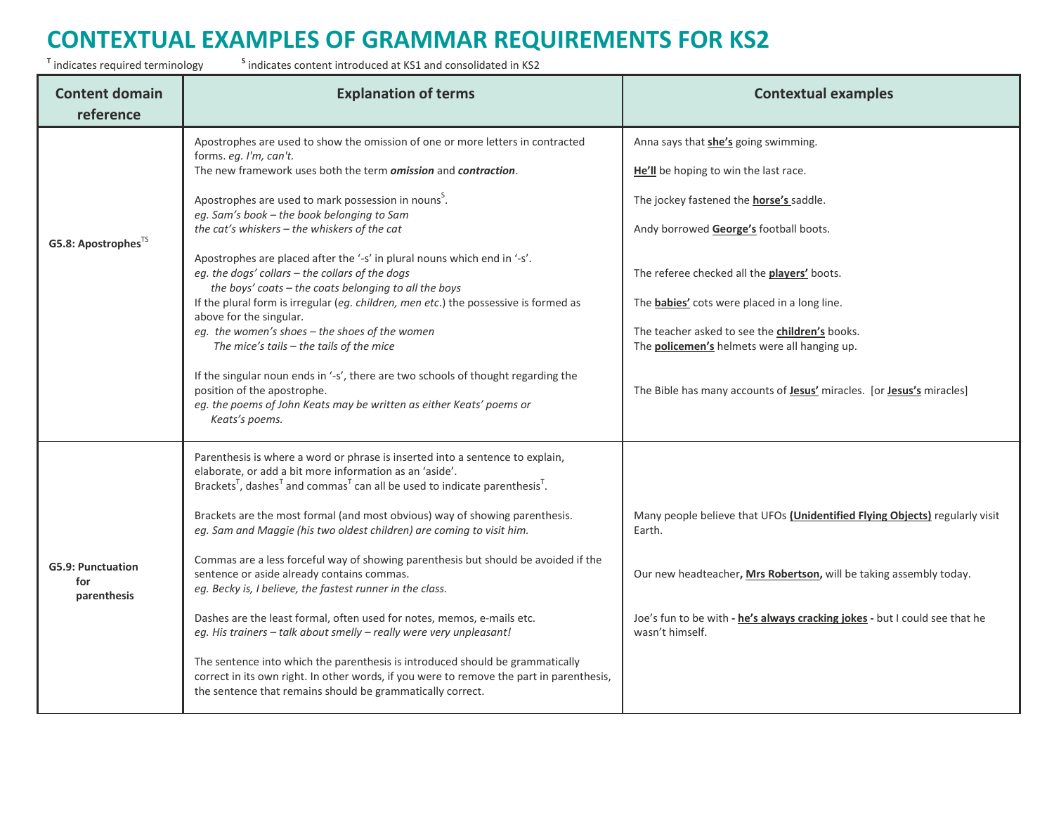# CONTEXTUAL EXAMPLES OF GRAMMAR REQUIREMENTS FOR KS2

[T] indicates required terminology [S] indicates content introduced at KS1 and consolidated in KS2

| Content domain reference | Explanation of terms | Contextual examples |
|---|---|---|
| **G5.8: Apostrophes**[TS] | Apostrophes are used to show the omission of one or more letters in contracted forms. *eg. I'm, can't.*<br>The new framework uses both the term ***omission*** and ***contraction***.<br><br>Apostrophes are used to mark possession in nouns[S].<br>*eg. Sam's book – the book belonging to Sam*<br>*the cat's whiskers – the whiskers of the cat*<br><br>Apostrophes are placed after the '-s' in plural nouns which end in '-s'.<br>*eg. the dogs' collars – the collars of the dogs*<br>*the boys' coats – the coats belonging to all the boys*<br>If the plural form is irregular (*eg. children, men etc*.) the possessive is formed as above for the singular.<br>*eg. the women's shoes – the shoes of the women*<br>*The mice's tails – the tails of the mice*<br><br>If the singular noun ends in '-s', there are two schools of thought regarding the position of the apostrophe.<br>*eg. the poems of John Keats may be written as either Keats' poems or Keats's poems.* | Anna says that **she's** going swimming.<br><br>**He'll** be hoping to win the last race.<br><br>The jockey fastened the **horse's** saddle.<br><br>Andy borrowed **George's** football boots.<br><br>The referee checked all the **players'** boots.<br><br>The **babies'** cots were placed in a long line.<br><br>The teacher asked to see the **children's** books.<br>The **policemen's** helmets were all hanging up.<br><br>The Bible has many accounts of **Jesus'** miracles. [or **Jesus's** miracles] |
| **G5.9: Punctuation for parenthesis** | Parenthesis is where a word or phrase is inserted into a sentence to explain, elaborate, or add a bit more information as an 'aside'.<br>Brackets[T], dashes[T] and commas[T] can all be used to indicate parenthesis[T].<br><br>Brackets are the most formal (and most obvious) way of showing parenthesis.<br>*eg. Sam and Maggie (his two oldest children) are coming to visit him.*<br><br>Commas are a less forceful way of showing parenthesis but should be avoided if the sentence or aside already contains commas.<br>*eg. Becky is, I believe, the fastest runner in the class.*<br><br>Dashes are the least formal, often used for notes, memos, e-mails etc.<br>*eg. His trainers – talk about smelly – really were very unpleasant!*<br><br>The sentence into which the parenthesis is introduced should be grammatically correct in its own right. In other words, if you were to remove the part in parenthesis, the sentence that remains should be grammatically correct. | Many people believe that UFOs **(Unidentified Flying Objects)** regularly visit Earth.<br><br>Our new headteacher**, Mrs Robertson,** will be taking assembly today.<br><br>Joe's fun to be with **- he's always cracking jokes -** but I could see that he wasn't himself. |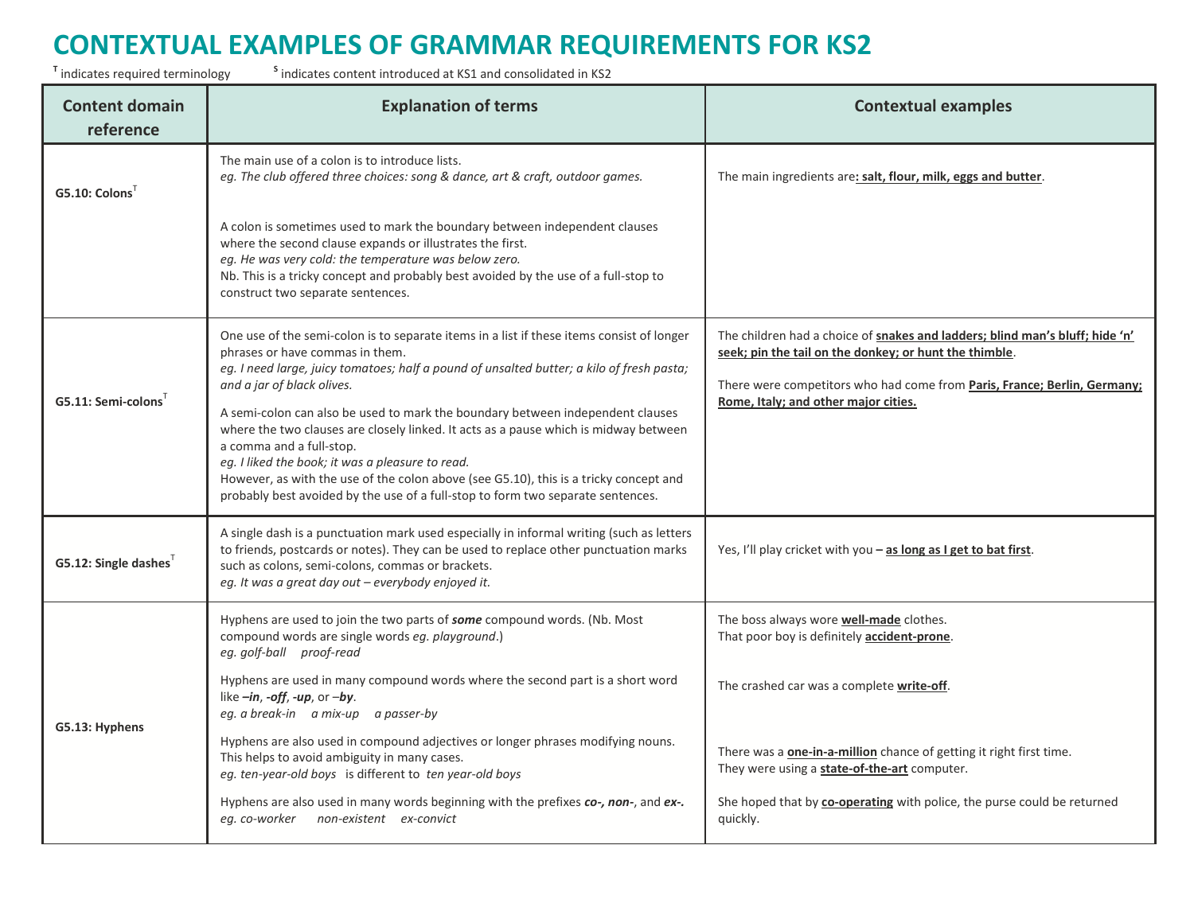# CONTEXTUAL EXAMPLES OF GRAMMAR REQUIREMENTS FOR KS2

[T] indicates required terminology     [S] indicates content introduced at KS1 and consolidated in KS2

| Content domain reference | Explanation of terms | Contextual examples |
|---|---|---|
| **G5.10: Colons**[T] | The main use of a colon is to introduce lists.<br>*eg. The club offered three choices: song & dance, art & craft, outdoor games.*<br><br>A colon is sometimes used to mark the boundary between independent clauses where the second clause expands or illustrates the first.<br>*eg. He was very cold: the temperature was below zero.*<br>Nb. This is a tricky concept and probably best avoided by the use of a full-stop to construct two separate sentences. | The main ingredients are**: salt, flour, milk, eggs and butter**. |
| **G5.11: Semi-colons**[T] | One use of the semi-colon is to separate items in a list if these items consist of longer phrases or have commas in them.<br>*eg. I need large, juicy tomatoes; half a pound of unsalted butter; a kilo of fresh pasta; and a jar of black olives.*<br><br>A semi-colon can also be used to mark the boundary between independent clauses where the two clauses are closely linked. It acts as a pause which is midway between a comma and a full-stop.<br>*eg. I liked the book; it was a pleasure to read.*<br>However, as with the use of the colon above (see G5.10), this is a tricky concept and probably best avoided by the use of a full-stop to form two separate sentences. | The children had a choice of **snakes and ladders; blind man's bluff; hide 'n' seek; pin the tail on the donkey; or hunt the thimble**.<br><br>There were competitors who had come from **Paris, France; Berlin, Germany; Rome, Italy; and other major cities.** |
| **G5.12: Single dashes**[T] | A single dash is a punctuation mark used especially in informal writing (such as letters to friends, postcards or notes). They can be used to replace other punctuation marks such as colons, semi-colons, commas or brackets.<br>*eg. It was a great day out – everybody enjoyed it.* | Yes, I'll play cricket with you **– as long as I get to bat first**. |
| **G5.13: Hyphens** | Hyphens are used to join the two parts of ***some*** compound words. (Nb. Most compound words are single words *eg. playground*.)<br>*eg. golf-ball     proof-read*<br><br>Hyphens are used in many compound words where the second part is a short word like ***–in***, ***-off***, ***-up***, or ***–by***.<br>*eg. a break-in     a mix-up     a passer-by*<br><br>Hyphens are also used in compound adjectives or longer phrases modifying nouns. This helps to avoid ambiguity in many cases.<br>*eg. ten-year-old boys*   is different to  *ten year-old boys*<br><br>Hyphens are also used in many words beginning with the prefixes ***co-, non-***, and ***ex-.***<br>*eg. co-worker     non-existent     ex-convict* | The boss always wore **well-made** clothes.<br>That poor boy is definitely **accident-prone**.<br><br>The crashed car was a complete **write-off**.<br><br>There was a **one-in-a-million** chance of getting it right first time.<br>They were using a **state-of-the-art** computer.<br><br>She hoped that by **co-operating** with police, the purse could be returned quickly. |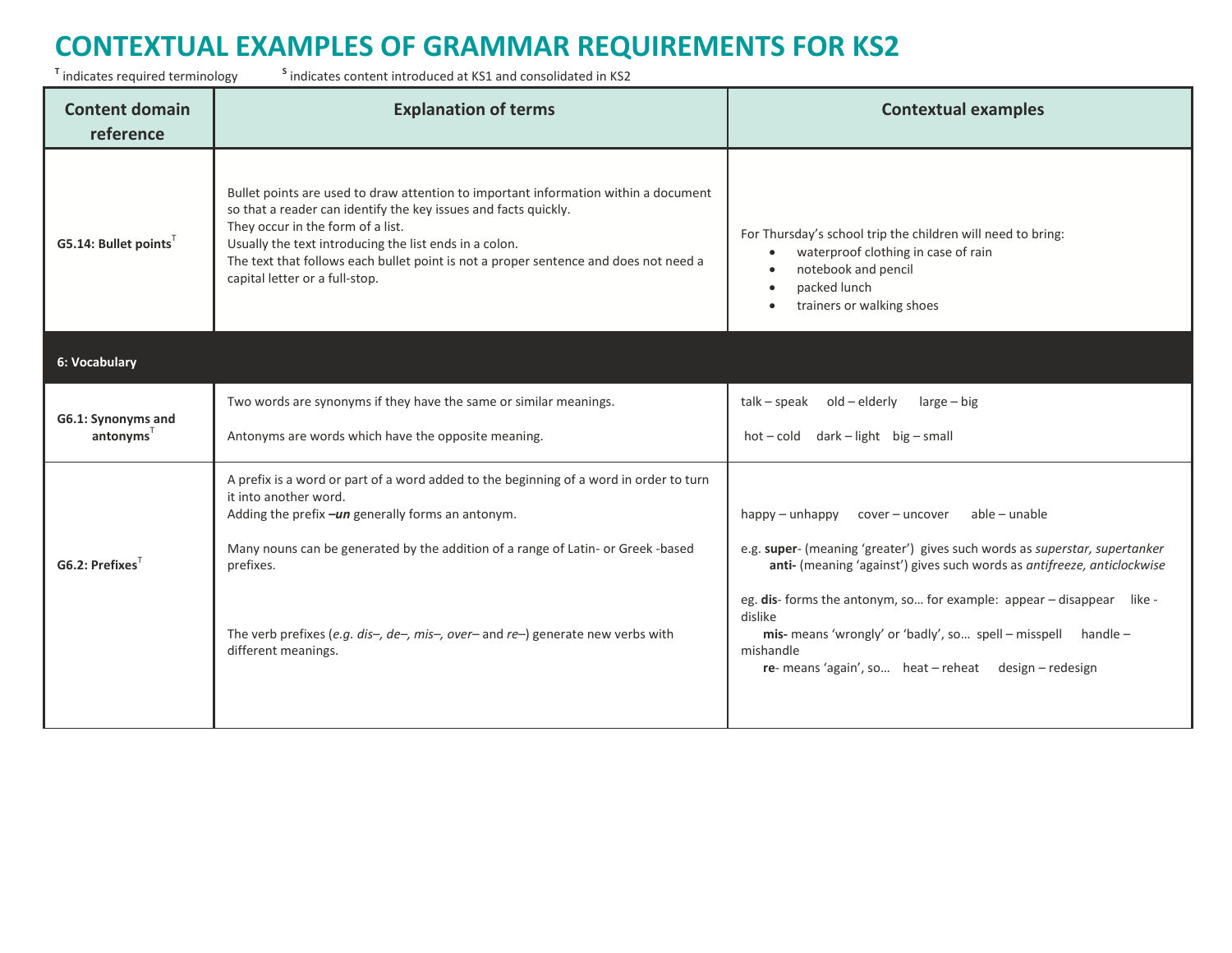# CONTEXTUAL EXAMPLES OF GRAMMAR REQUIREMENTS FOR KS2

T indicates required terminology     S indicates content introduced at KS1 and consolidated in KS2

| Content domain reference | Explanation of terms | Contextual examples |
|---|---|---|
| **G5.14: Bullet points**T | Bullet points are used to draw attention to important information within a document so that a reader can identify the key issues and facts quickly.<br>They occur in the form of a list.<br>Usually the text introducing the list ends in a colon.<br>The text that follows each bullet point is not a proper sentence and does not need a capital letter or a full-stop. | For Thursday's school trip the children will need to bring:<br>• waterproof clothing in case of rain<br>• notebook and pencil<br>• packed lunch<br>• trainers or walking shoes |
| **6: Vocabulary** | | |
| **G6.1: Synonyms and antonyms**T | Two words are synonyms if they have the same or similar meanings.<br><br>Antonyms are words which have the opposite meaning. | talk – speak   old – elderly   large – big<br><br>hot – cold   dark – light   big – small |
| **G6.2: Prefixes**T | A prefix is a word or part of a word added to the beginning of a word in order to turn it into another word.<br>Adding the prefix ***–un*** generally forms an antonym.<br><br>Many nouns can be generated by the addition of a range of Latin- or Greek -based prefixes.<br><br>The verb prefixes (*e.g. dis–, de–, mis–, over–* and *re–*) generate new verbs with different meanings. | happy – unhappy   cover – uncover   able – unable<br><br>e.g. **super**- (meaning 'greater') gives such words as *superstar, supertanker*<br>**anti-** (meaning 'against') gives such words as *antifreeze, anticlockwise*<br><br>eg. **dis**- forms the antonym, so… for example: appear – disappear   like - dislike<br>**mis-** means 'wrongly' or 'badly', so… spell – misspell   handle – mishandle<br>**re**- means 'again', so… heat – reheat   design – redesign |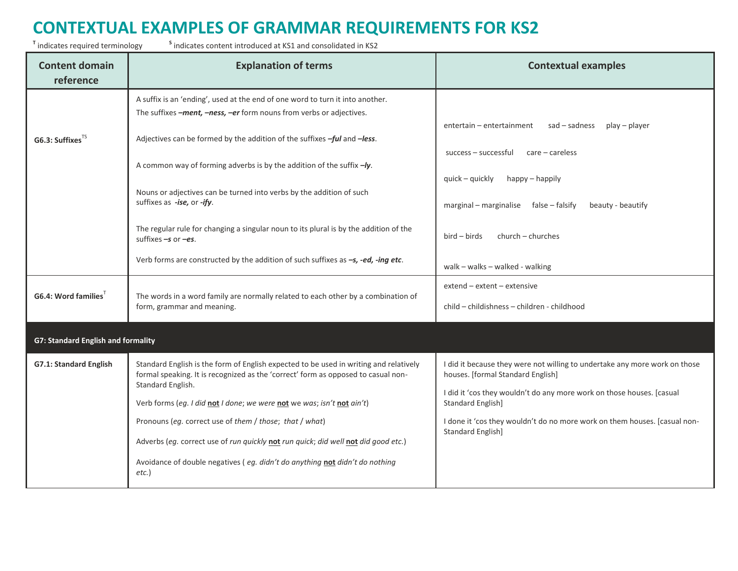# CONTEXTUAL EXAMPLES OF GRAMMAR REQUIREMENTS FOR KS2

T indicates required terminology    S indicates content introduced at KS1 and consolidated in KS2

| Content domain reference | Explanation of terms | Contextual examples |
|---|---|---|
| **G6.3: Suffixes**TS | A suffix is an 'ending', used at the end of one word to turn it into another.<br>The suffixes ***–ment, –ness, –er*** form nouns from verbs or adjectives.<br><br>Adjectives can be formed by the addition of the suffixes ***–ful*** and ***–less***.<br><br>A common way of forming adverbs is by the addition of the suffix ***–ly***.<br><br>Nouns or adjectives can be turned into verbs by the addition of such suffixes as ***-ise,*** or ***-ify***.<br><br>The regular rule for changing a singular noun to its plural is by the addition of the suffixes ***–s*** or ***–es***.<br><br>Verb forms are constructed by the addition of such suffixes as ***–s, -ed, -ing etc***. | entertain – entertainment    sad – sadness    play – player<br><br>success – successful    care – careless<br><br>quick – quickly    happy – happily<br><br>marginal – marginalise    false – falsify    beauty - beautify<br><br>bird – birds    church – churches<br><br>walk – walks – walked - walking |
| **G6.4: Word families**T | The words in a word family are normally related to each other by a combination of form, grammar and meaning. | extend – extent – extensive<br><br>child – childishness – children - childhood |
| **G7: Standard English and formality** | | |
| **G7.1: Standard English** | Standard English is the form of English expected to be used in writing and relatively formal speaking. It is recognized as the 'correct' form as opposed to casual non-Standard English.<br><br>Verb forms (*eg. I did* **not** *I done*; *we were* **not** we *was*; *isn't* **not** *ain't*)<br><br>Pronouns (*eg.* correct use of *them* / *those*; *that* / *what*)<br><br>Adverbs (*eg.* correct use of *run quickly* **not** *run quick*; *did well* **not** *did good etc.*)<br><br>Avoidance of double negatives ( *eg. didn't do anything* **not** *didn't do nothing etc.*) | I did it because they were not willing to undertake any more work on those houses. [formal Standard English]<br><br>I did it 'cos they wouldn't do any more work on those houses. [casual Standard English]<br><br>I done it 'cos they wouldn't do no more work on them houses. [casual non-Standard English] |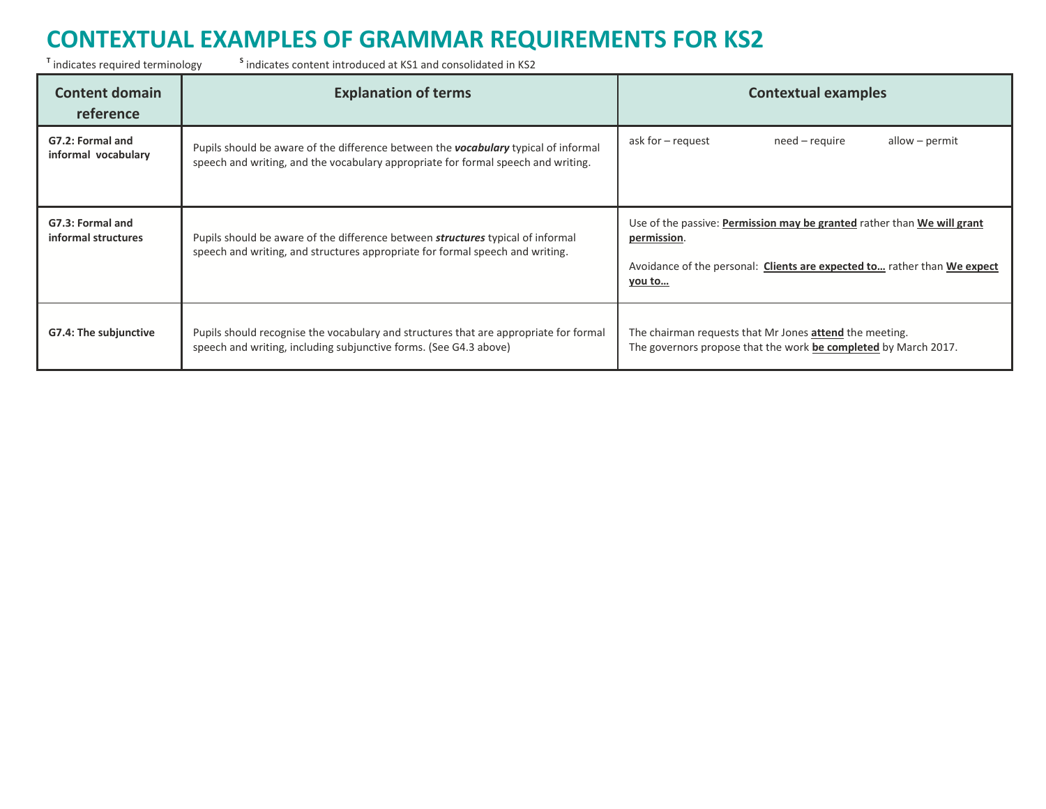# CONTEXTUAL EXAMPLES OF GRAMMAR REQUIREMENTS FOR KS2

T indicates required terminology    S indicates content introduced at KS1 and consolidated in KS2

| Content domain reference | Explanation of terms | Contextual examples |
|---|---|---|
| **G7.2: Formal and informal vocabulary** | Pupils should be aware of the difference between the ***vocabulary*** typical of informal speech and writing, and the vocabulary appropriate for formal speech and writing. | ask for – request    need – require    allow – permit |
| **G7.3: Formal and informal structures** | Pupils should be aware of the difference between ***structures*** typical of informal speech and writing, and structures appropriate for formal speech and writing. | Use of the passive: **Permission may be granted** rather than **We will grant permission**.<br><br>Avoidance of the personal: **Clients are expected to…** rather than **We expect you to…** |
| **G7.4: The subjunctive** | Pupils should recognise the vocabulary and structures that are appropriate for formal speech and writing, including subjunctive forms. (See G4.3 above) | The chairman requests that Mr Jones **attend** the meeting.<br>The governors propose that the work **be completed** by March 2017. |